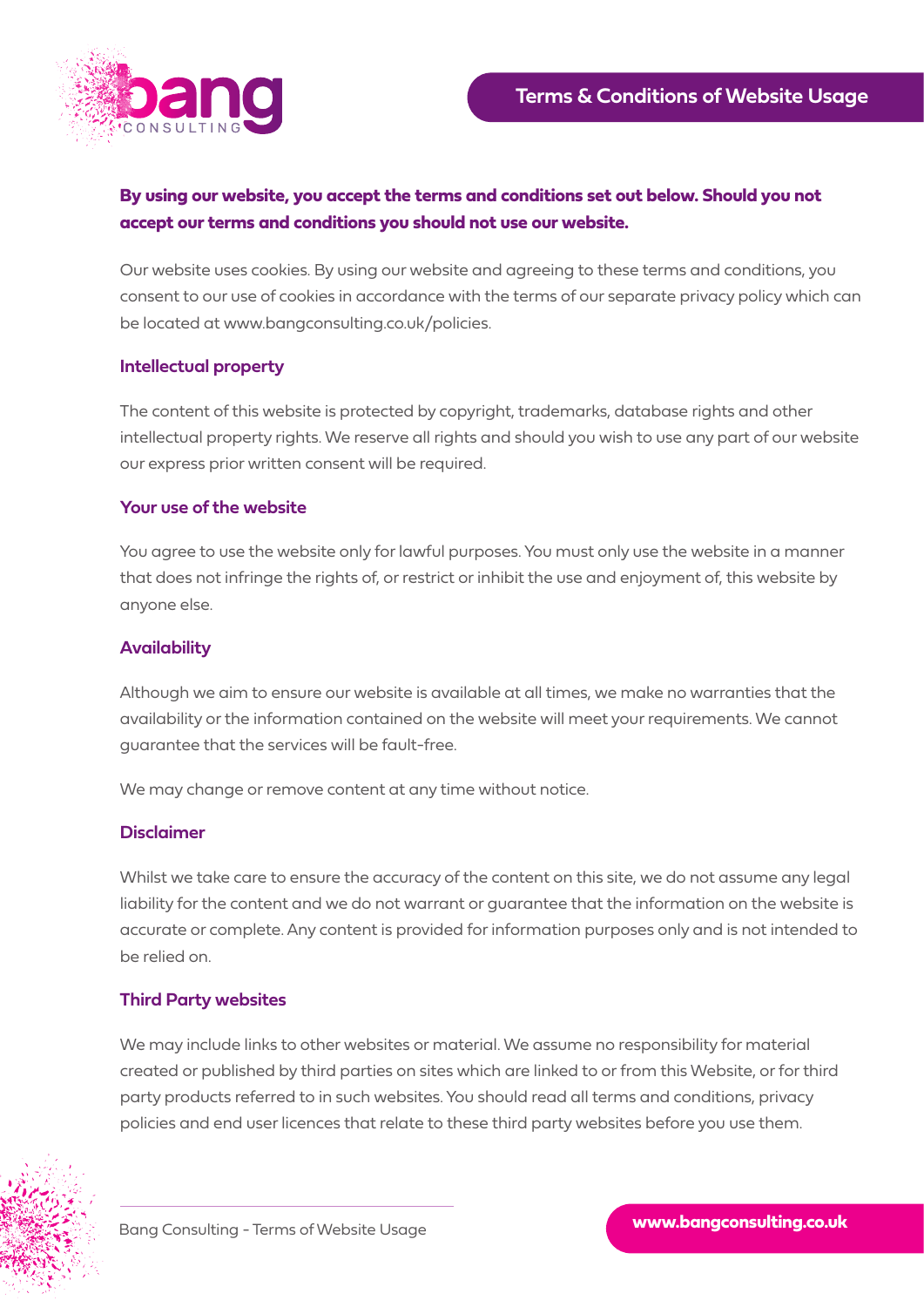# Terms & Conditions of Website Usage

**By using our website, you accept the terms and conditions set out below. Should you not accept our terms and conditions you should not use our website.**

Our website uses cookies. By using our website and agreeing to these terms and conditions, you consent to our use of cookies in accordance with the terms of our separate privacy policy which can be located at www.bangconsulting.co.uk/policies.

## Intellectual property

The content of this website is protected by copyright, trademarks, database rights and other intellectual property rights. We reserve all rights and should you wish to use any part of our website our express prior written consent will be required.

## Your use of the website

You agree to use the website only for lawful purposes. You must only use the website in a manner that does not infringe the rights of, or restrict or inhibit the use and enjoyment of, this website by anyone else.

## Availability

Although we aim to ensure our website is available at all times, we make no warranties that the availability or the information contained on the website will meet your requirements. We cannot guarantee that the services will be fault-free.

We may change or remove content at any time without notice.

## Disclaimer

Whilst we take care to ensure the accuracy of the content on this site, we do not assume any legal liability for the content and we do not warrant or guarantee that the information on the website is accurate or complete. Any content is provided for information purposes only and is not intended to be relied on.

## Third Party websites

We may include links to other websites or material. We assume no responsibility for material created or published by third parties on sites which are linked to or from this Website, or for third party products referred to in such websites. You should read all terms and conditions, privacy policies and end user licences that relate to these third party websites before you use them.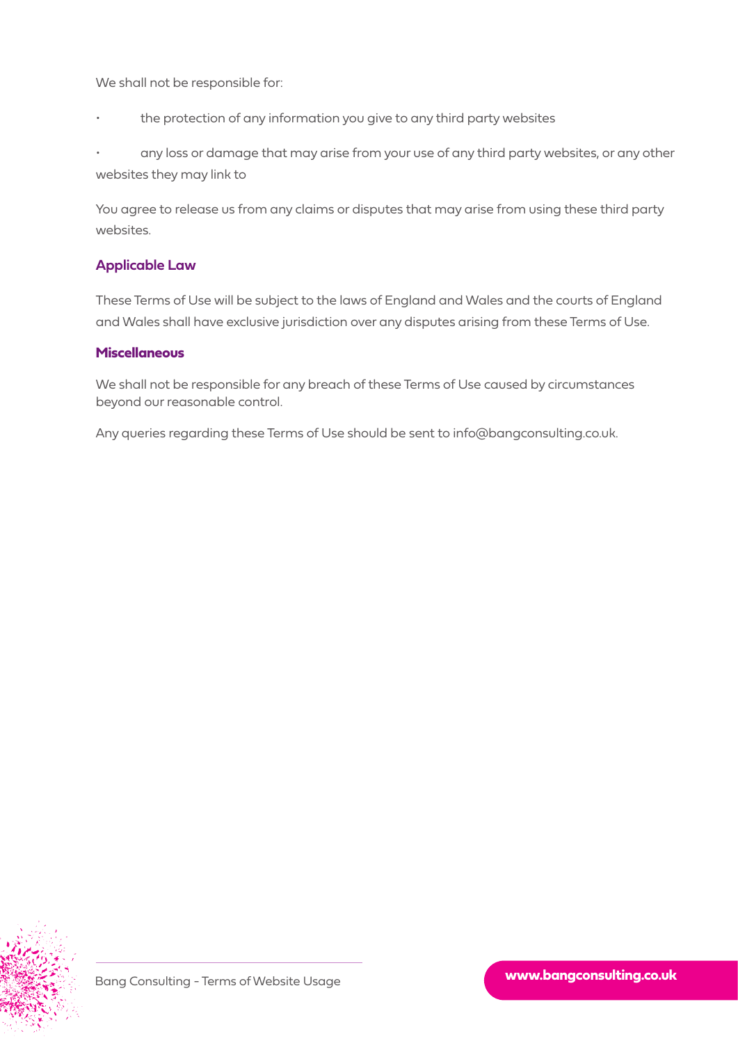We shall not be responsible for:

- the protection of any information you give to any third party websites
- any loss or damage that may arise from your use of any third party websites, or any other websites they may link to

You agree to release us from any claims or disputes that may arise from using these third party websites.

## Applicable Law

These Terms of Use will be subject to the laws of England and Wales and the courts of England and Wales shall have exclusive jurisdiction over any disputes arising from these Terms of Use.

## Miscellaneous

We shall not be responsible for any breach of these Terms of Use caused by circumstances beyond our reasonable control.

Any queries regarding these Terms of Use should be sent to info@bangconsulting.co.uk.